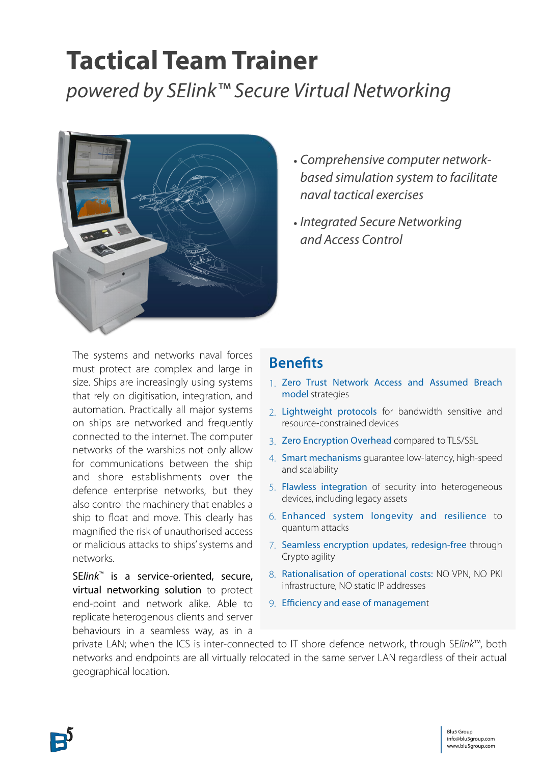# Tactical Team Trainer

*powered by SElink™ Secure Virtual Networking*

- *Comprehensive computer network-based simulation system to facilitate naval tactical exercises*
- *Integrated Secure Networking and Access Control*

The systems and networks naval forces must protect are complex and large in size. Ships are increasingly using systems that rely on digitisation, integration, and automation. Practically all major systems on ships are networked and frequently connected to the internet. The computer networks of the warships not only allow for communications between the ship and shore establishments over the defence enterprise networks, but they also control the machinery that enables a ship to float and move. This clearly has magnified the risk of unauthorised access or malicious attacks to ships' systems and networks.

SE*link*™ is a service-oriented, secure, virtual networking solution to protect end-point and network alike. Able to replicate heterogenous clients and server behaviours in a seamless way, as in a private LAN; when the ICS is inter-connected to IT shore defence network, through SE*link*™, both networks and endpoints are all virtually relocated in the same server LAN regardless of their actual geographical location.

## Benefits

1. Zero Trust Network Access and Assumed Breach model strategies
2. Lightweight protocols for bandwidth sensitive and resource-constrained devices
3. Zero Encryption Overhead compared to TLS/SSL
4. Smart mechanisms guarantee low-latency, high-speed and scalability
5. Flawless integration of security into heterogeneous devices, including legacy assets
6. Enhanced system longevity and resilience to quantum attacks
7. Seamless encryption updates, redesign-free through Crypto agility
8. Rationalisation of operational costs: NO VPN, NO PKI infrastructure, NO static IP addresses
9. Efficiency and ease of management

Blu5 Group
info@blu5group.com
www.blu5group.com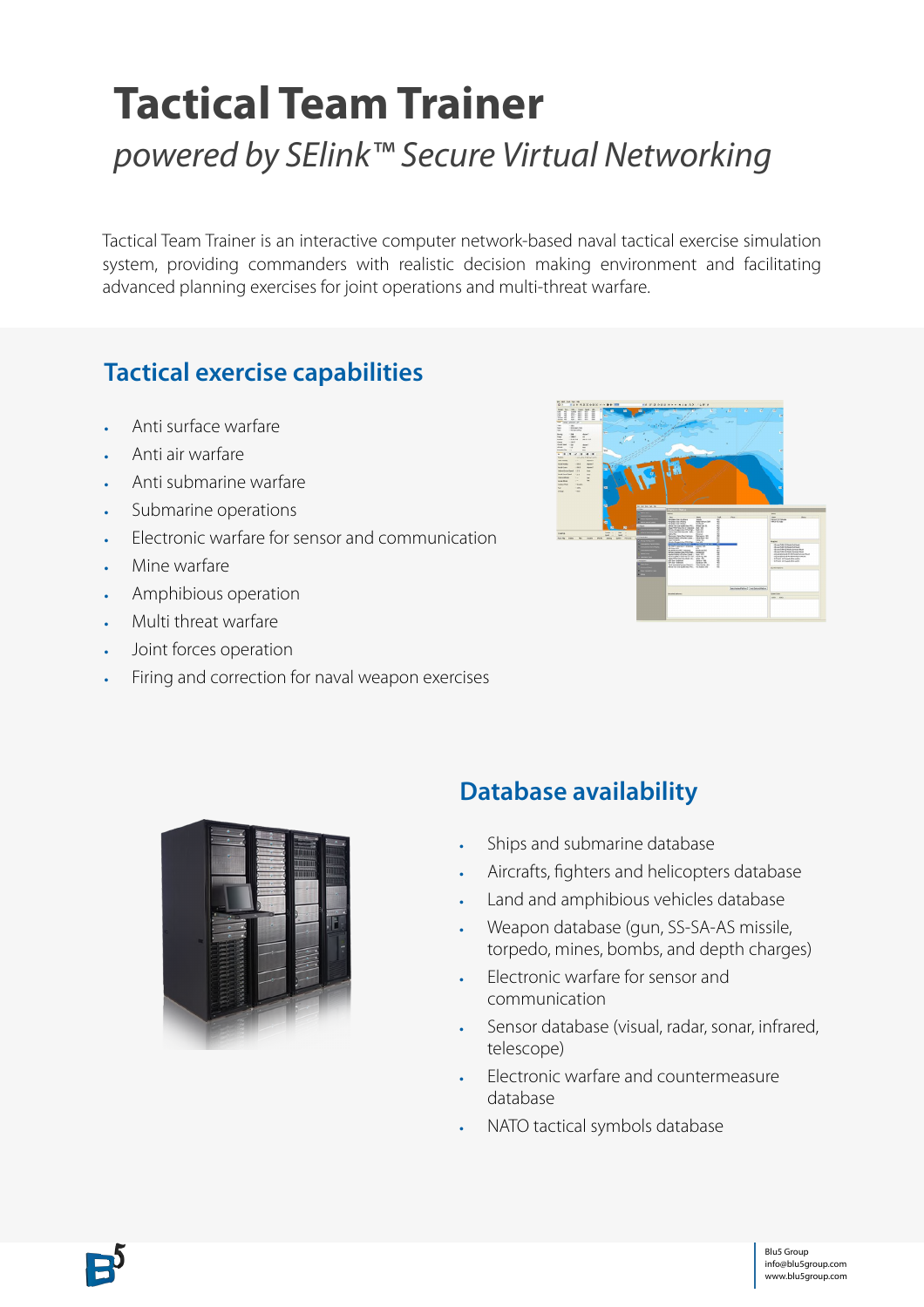# Tactical Team Trainer

*powered by SElink™ Secure Virtual Networking*

Tactical Team Trainer is an interactive computer network-based naval tactical exercise simulation system, providing commanders with realistic decision making environment and facilitating advanced planning exercises for joint operations and multi-threat warfare.

## Tactical exercise capabilities

- Anti surface warfare
- Anti air warfare
- Anti submarine warfare
- Submarine operations
- Electronic warfare for sensor and communication
- Mine warfare
- Amphibious operation
- Multi threat warfare
- Joint forces operation
- Firing and correction for naval weapon exercises

## Database availability

- Ships and submarine database
- Aircrafts, fighters and helicopters database
- Land and amphibious vehicles database
- Weapon database (gun, SS-SA-AS missile, torpedo, mines, bombs, and depth charges)
- Electronic warfare for sensor and communication
- Sensor database (visual, radar, sonar, infrared, telescope)
- Electronic warfare and countermeasure database
- NATO tactical symbols database

Blu5 Group
info@blu5group.com
www.blu5group.com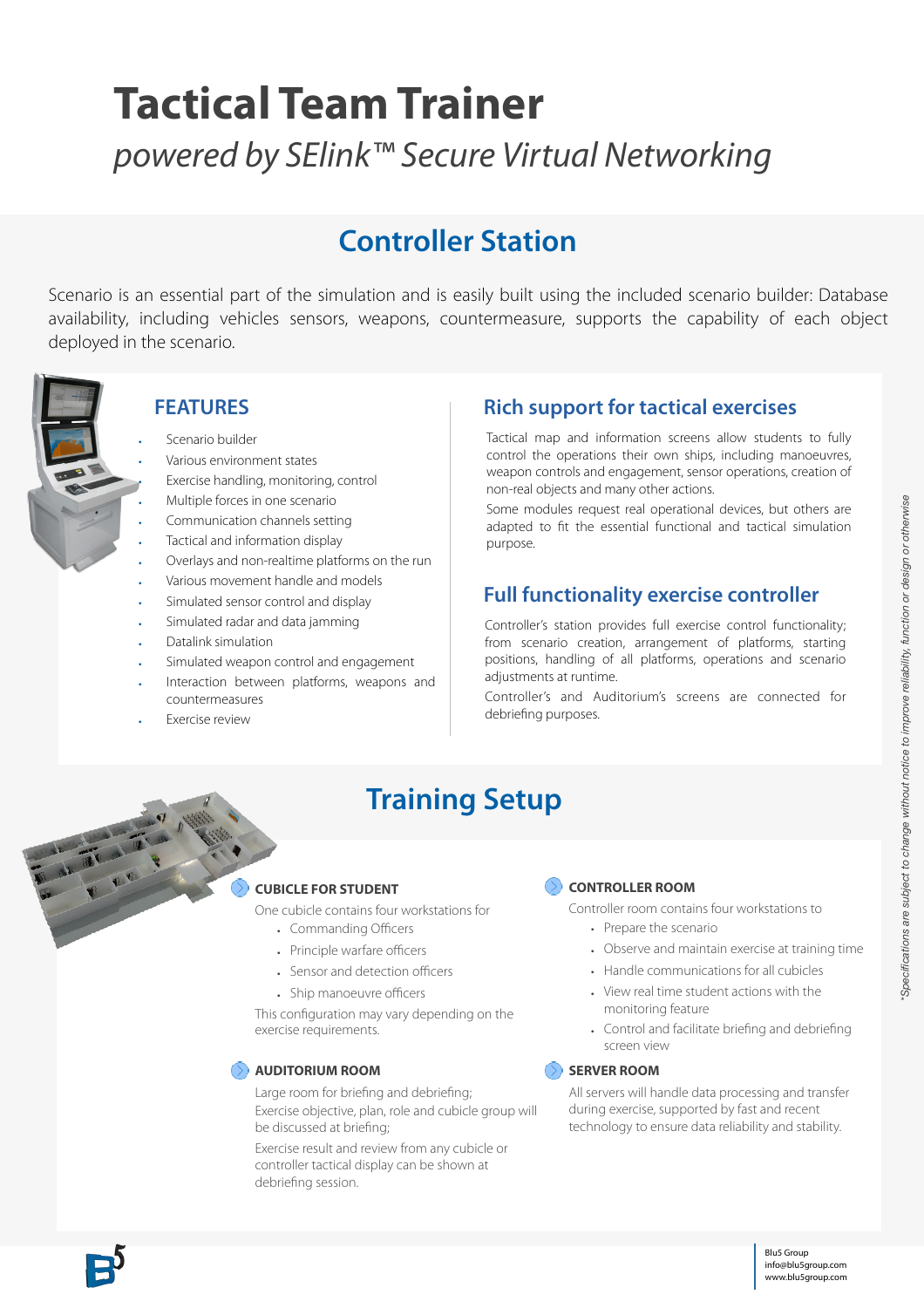# Tactical Team Trainer

*powered by SElink™ Secure Virtual Networking*

## Controller Station

Scenario is an essential part of the simulation and is easily built using the included scenario builder: Database availability, including vehicles sensors, weapons, countermeasure, supports the capability of each object deployed in the scenario.

### FEATURES

- Scenario builder
- Various environment states
- Exercise handling, monitoring, control
- Multiple forces in one scenario
- Communication channels setting
- Tactical and information display
- Overlays and non-realtime platforms on the run
- Various movement handle and models
- Simulated sensor control and display
- Simulated radar and data jamming
- Datalink simulation
- Simulated weapon control and engagement
- Interaction between platforms, weapons and countermeasures
- Exercise review

### Rich support for tactical exercises

Tactical map and information screens allow students to fully control the operations their own ships, including manoeuvres, weapon controls and engagement, sensor operations, creation of non-real objects and many other actions.

Some modules request real operational devices, but others are adapted to fit the essential functional and tactical simulation purpose.

### Full functionality exercise controller

Controller's station provides full exercise control functionality; from scenario creation, arrangement of platforms, starting positions, handling of all platforms, operations and scenario adjustments at runtime.

Controller's and Auditorium's screens are connected for debriefing purposes.

## Training Setup

### CUBICLE FOR STUDENT

One cubicle contains four workstations for

- Commanding Officers
- Principle warfare officers
- Sensor and detection officers
- Ship manoeuvre officers

This configuration may vary depending on the exercise requirements.

### AUDITORIUM ROOM

Large room for briefing and debriefing;
Exercise objective, plan, role and cubicle group will be discussed at briefing;

Exercise result and review from any cubicle or controller tactical display can be shown at debriefing session.

### CONTROLLER ROOM

Controller room contains four workstations to

- Prepare the scenario
- Observe and maintain exercise at training time
- Handle communications for all cubicles
- View real time student actions with the monitoring feature
- Control and facilitate briefing and debriefing screen view

### SERVER ROOM

All servers will handle data processing and transfer during exercise, supported by fast and recent technology to ensure data reliability and stability.

*\*Specifications are subject to change without notice to improve reliability, function or design or otherwise*

Blu5 Group
info@blu5group.com
www.blu5group.com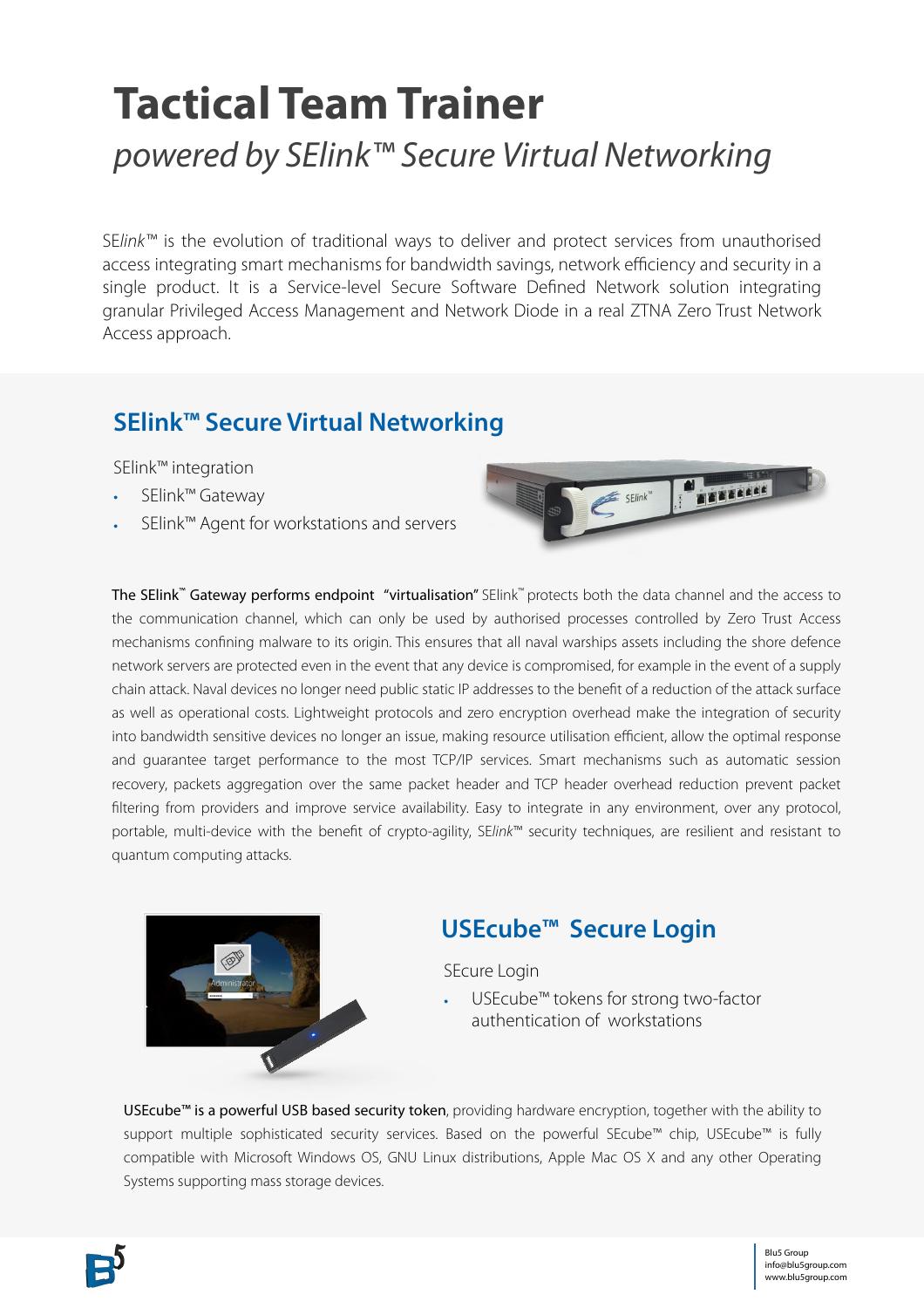# Tactical Team Trainer

*powered by SElink™ Secure Virtual Networking*

SE*link*™ is the evolution of traditional ways to deliver and protect services from unauthorised access integrating smart mechanisms for bandwidth savings, network efficiency and security in a single product. It is a Service-level Secure Software Defined Network solution integrating granular Privileged Access Management and Network Diode in a real ZTNA Zero Trust Network Access approach.

## SElink™ Secure Virtual Networking

SElink™ integration

- SElink™ Gateway
- SElink™ Agent for workstations and servers

The SElink™ Gateway performs endpoint "virtualisation" SElink™ protects both the data channel and the access to the communication channel, which can only be used by authorised processes controlled by Zero Trust Access mechanisms confining malware to its origin. This ensures that all naval warships assets including the shore defence network servers are protected even in the event that any device is compromised, for example in the event of a supply chain attack. Naval devices no longer need public static IP addresses to the benefit of a reduction of the attack surface as well as operational costs. Lightweight protocols and zero encryption overhead make the integration of security into bandwidth sensitive devices no longer an issue, making resource utilisation efficient, allow the optimal response and guarantee target performance to the most TCP/IP services. Smart mechanisms such as automatic session recovery, packets aggregation over the same packet header and TCP header overhead reduction prevent packet filtering from providers and improve service availability. Easy to integrate in any environment, over any protocol, portable, multi-device with the benefit of crypto-agility, SE*link*™ security techniques, are resilient and resistant to quantum computing attacks.

## USEcube™ Secure Login

SEcure Login

- USEcube™ tokens for strong two-factor authentication of workstations

USEcube™ is a powerful USB based security token, providing hardware encryption, together with the ability to support multiple sophisticated security services. Based on the powerful SEcube™ chip, USEcube™ is fully compatible with Microsoft Windows OS, GNU Linux distributions, Apple Mac OS X and any other Operating Systems supporting mass storage devices.

Blu5 Group
info@blu5group.com
www.blu5group.com